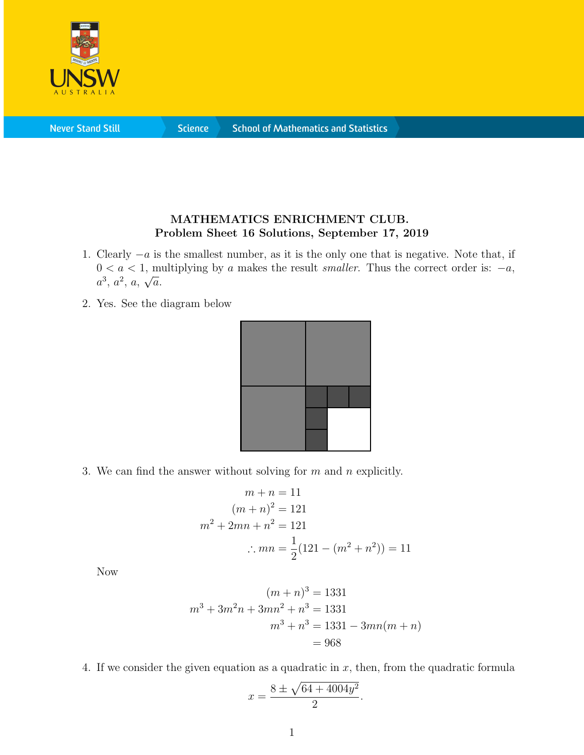**MATHEMATICS ENRICHMENT CLUB.**
**Problem Sheet 16 Solutions, September 17, 2019**

1. Clearly $-a$ is the smallest number, as it is the only one that is negative. Note that, if $0 < a < 1$, multiplying by $a$ makes the result *smaller*. Thus the correct order is: $-a$, $a^3$, $a^2$, $a$, $\sqrt{a}$.

2. Yes. See the diagram below

3. We can find the answer without solving for $m$ and $n$ explicitly.

$$
\begin{aligned}
m + n &= 11 \\
(m+n)^2 &= 121 \\
m^2 + 2mn + n^2 &= 121 \\
\therefore mn &= \frac{1}{2}(121 - (m^2 + n^2)) = 11
\end{aligned}
$$

Now

$$
\begin{aligned}
(m+n)^3 &= 1331 \\
m^3 + 3m^2n + 3mn^2 + n^3 &= 1331 \\
m^3 + n^3 &= 1331 - 3mn(m+n) \\
&= 968
\end{aligned}
$$

4. If we consider the given equation as a quadratic in $x$, then, from the quadratic formula

$$x = \frac{8 \pm \sqrt{64 + 4004y^2}}{2}.$$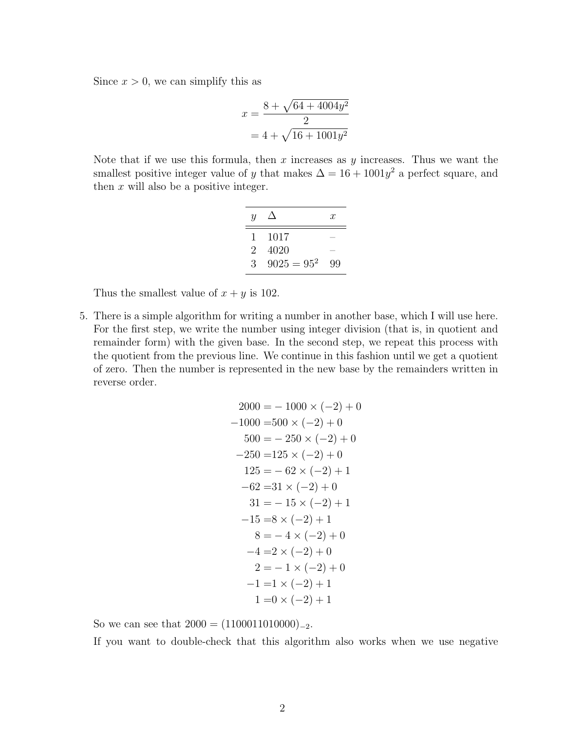Since $x > 0$, we can simplify this as

$$\begin{aligned} x &= \frac{8 + \sqrt{64 + 4004y^2}}{2} \\ &= 4 + \sqrt{16 + 1001y^2} \end{aligned}$$

Note that if we use this formula, then $x$ increases as $y$ increases. Thus we want the smallest positive integer value of $y$ that makes $\Delta = 16 + 1001y^2$ a perfect square, and then $x$ will also be a positive integer.

| $y$ | $\Delta$ | $x$ |
|---|---|---|
| 1 | 1017 | – |
| 2 | 4020 | – |
| 3 | $9025 = 95^2$ | 99 |

Thus the smallest value of $x + y$ is 102.

5. There is a simple algorithm for writing a number in another base, which I will use here. For the first step, we write the number using integer division (that is, in quotient and remainder form) with the given base. In the second step, we repeat this process with the quotient from the previous line. We continue in this fashion until we get a quotient of zero. Then the number is represented in the new base by the remainders written in reverse order.

$$\begin{aligned} 2000 &= -1000 \times (-2) + 0 \\ -1000 &= 500 \times (-2) + 0 \\ 500 &= -250 \times (-2) + 0 \\ -250 &= 125 \times (-2) + 0 \\ 125 &= -62 \times (-2) + 1 \\ -62 &= 31 \times (-2) + 0 \\ 31 &= -15 \times (-2) + 1 \\ -15 &= 8 \times (-2) + 1 \\ 8 &= -4 \times (-2) + 0 \\ -4 &= 2 \times (-2) + 0 \\ 2 &= -1 \times (-2) + 0 \\ -1 &= 1 \times (-2) + 1 \\ 1 &= 0 \times (-2) + 1 \end{aligned}$$

So we can see that $2000 = (1100011010000)_{-2}$.

If you want to double-check that this algorithm also works when we use negative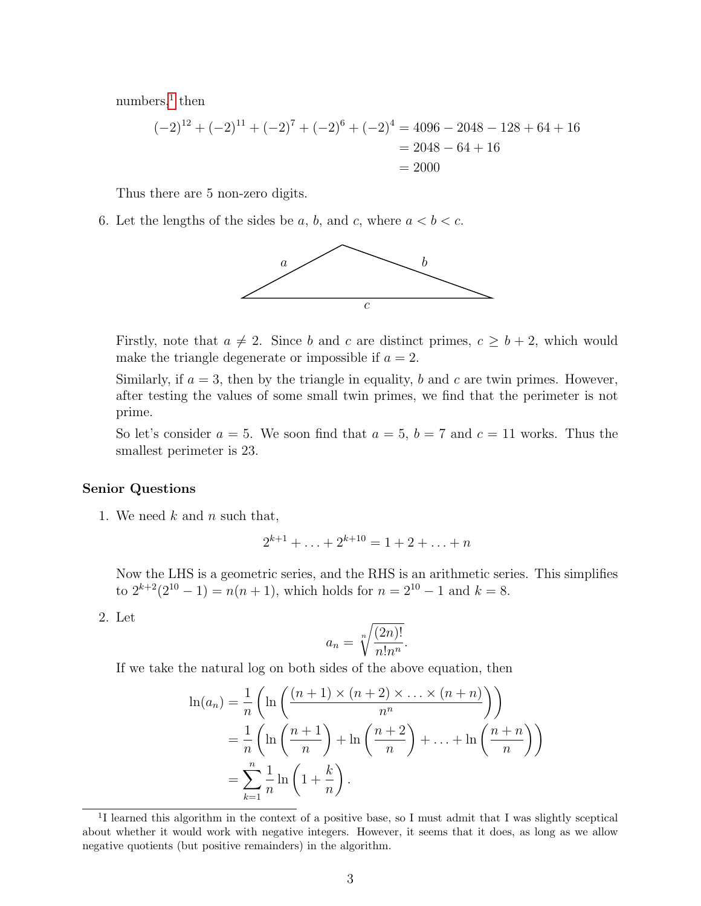numbers,[1] then

$$\begin{aligned}(-2)^{12} + (-2)^{11} + (-2)^7 + (-2)^6 + (-2)^4 &= 4096 - 2048 - 128 + 64 + 16 \\ &= 2048 - 64 + 16 \\ &= 2000\end{aligned}$$

Thus there are 5 non-zero digits.

6. Let the lengths of the sides be $a$, $b$, and $c$, where $a < b < c$.

   Firstly, note that $a \neq 2$. Since $b$ and $c$ are distinct primes, $c \geq b + 2$, which would make the triangle degenerate or impossible if $a = 2$.

   Similarly, if $a = 3$, then by the triangle in equality, $b$ and $c$ are twin primes. However, after testing the values of some small twin primes, we find that the perimeter is not prime.

   So let's consider $a = 5$. We soon find that $a = 5$, $b = 7$ and $c = 11$ works. Thus the smallest perimeter is 23.

### Senior Questions

1. We need $k$ and $n$ such that,

   $$2^{k+1} + \ldots + 2^{k+10} = 1 + 2 + \ldots + n$$

   Now the LHS is a geometric series, and the RHS is an arithmetic series. This simplifies to $2^{k+2}(2^{10} - 1) = n(n + 1)$, which holds for $n = 2^{10} - 1$ and $k = 8$.

2. Let

   $$a_n = \sqrt[n]{\frac{(2n)!}{n!n^n}}.$$

   If we take the natural log on both sides of the above equation, then

   $$\begin{aligned}\ln(a_n) &= \frac{1}{n}\left(\ln\left(\frac{(n+1) \times (n+2) \times \ldots \times (n+n)}{n^n}\right)\right) \\ &= \frac{1}{n}\left(\ln\left(\frac{n+1}{n}\right) + \ln\left(\frac{n+2}{n}\right) + \ldots + \ln\left(\frac{n+n}{n}\right)\right) \\ &= \sum_{k=1}^{n} \frac{1}{n} \ln\left(1 + \frac{k}{n}\right).\end{aligned}$$

[1] I learned this algorithm in the context of a positive base, so I must admit that I was slightly sceptical about whether it would work with negative integers. However, it seems that it does, as long as we allow negative quotients (but positive remainders) in the algorithm.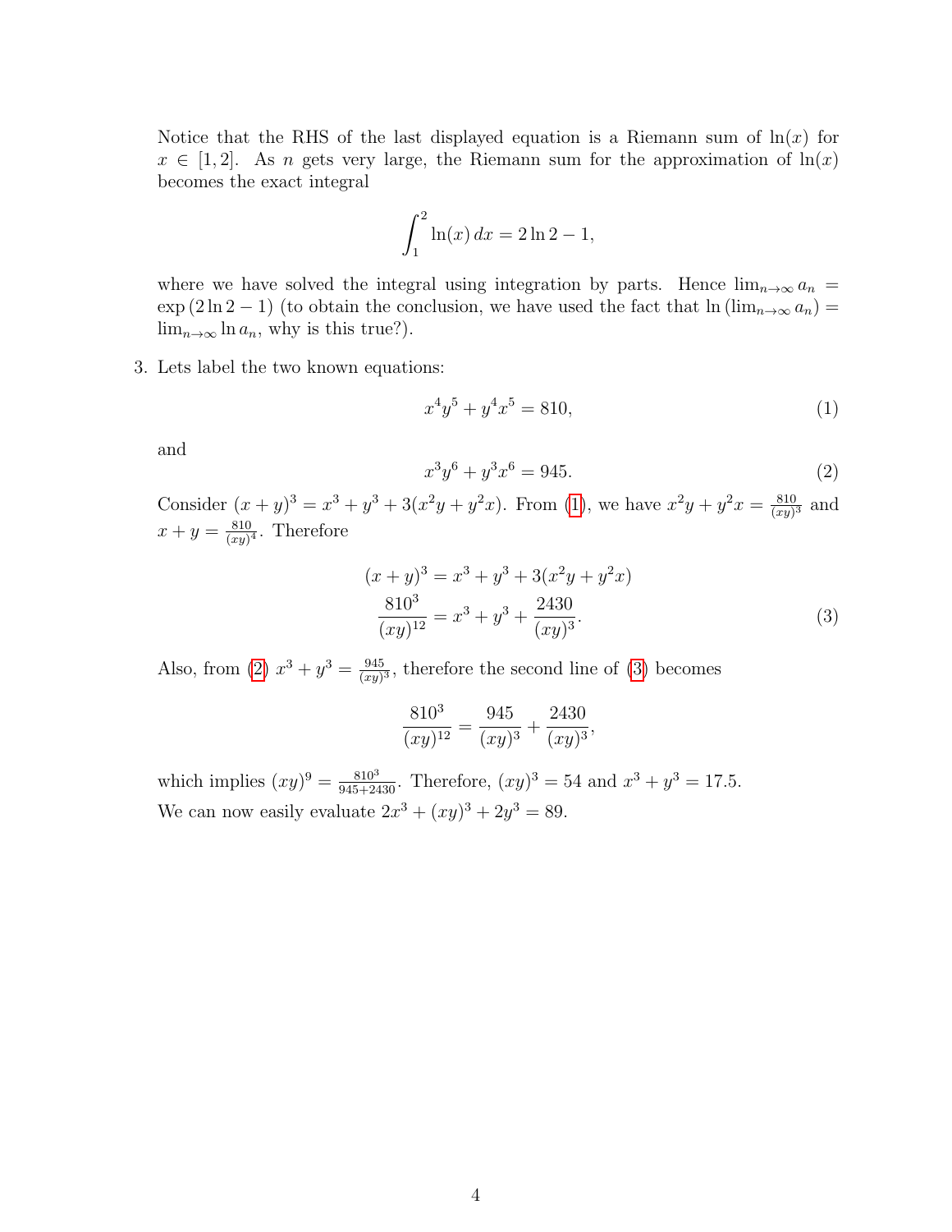Notice that the RHS of the last displayed equation is a Riemann sum of $\ln(x)$ for $x \in [1, 2]$. As $n$ gets very large, the Riemann sum for the approximation of $\ln(x)$ becomes the exact integral

$$\int_1^2 \ln(x)\, dx = 2\ln 2 - 1,$$

where we have solved the integral using integration by parts. Hence $\lim_{n\to\infty} a_n = \exp(2\ln 2 - 1)$ (to obtain the conclusion, we have used the fact that $\ln(\lim_{n\to\infty} a_n) = \lim_{n\to\infty} \ln a_n$, why is this true?).

3. Lets label the two known equations:

$$x^4 y^5 + y^4 x^5 = 810, \tag{1}$$

and

$$x^3 y^6 + y^3 x^6 = 945. \tag{2}$$

Consider $(x+y)^3 = x^3 + y^3 + 3(x^2 y + y^2 x)$. From (1), we have $x^2 y + y^2 x = \frac{810}{(xy)^3}$ and $x + y = \frac{810}{(xy)^4}$. Therefore

$$\begin{aligned} (x+y)^3 &= x^3 + y^3 + 3(x^2 y + y^2 x) \\ \frac{810^3}{(xy)^{12}} &= x^3 + y^3 + \frac{2430}{(xy)^3}. \end{aligned} \tag{3}$$

Also, from (2) $x^3 + y^3 = \frac{945}{(xy)^3}$, therefore the second line of (3) becomes

$$\frac{810^3}{(xy)^{12}} = \frac{945}{(xy)^3} + \frac{2430}{(xy)^3},$$

which implies $(xy)^9 = \frac{810^3}{945+2430}$. Therefore, $(xy)^3 = 54$ and $x^3 + y^3 = 17.5$.
We can now easily evaluate $2x^3 + (xy)^3 + 2y^3 = 89$.